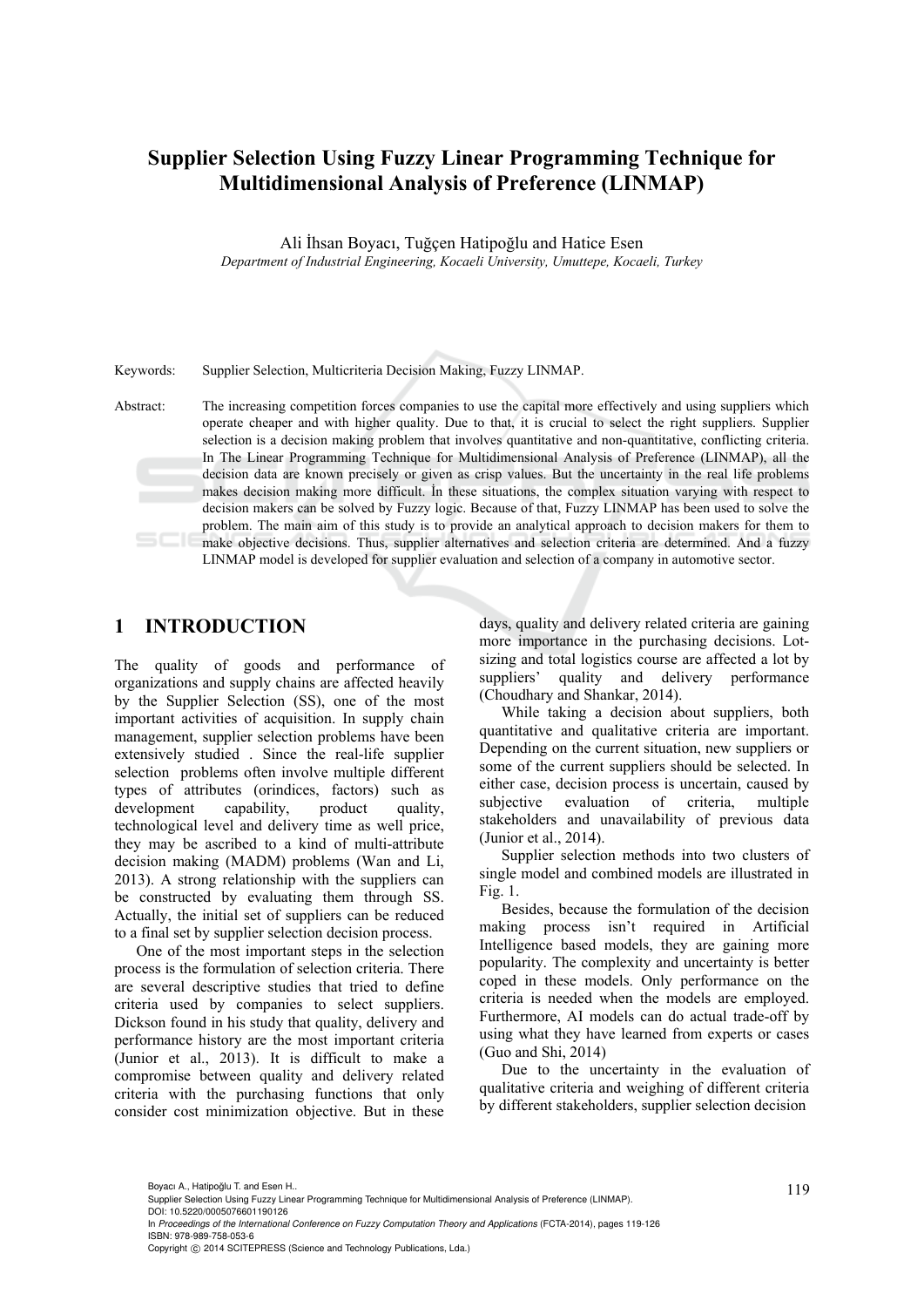# Supplier Selection Using Fuzzy Linear Programming Technique for Multidimensional Analysis of Preference (LINMAP)

Ali İhsan Boyacı, Tuğçen Hatipoğlu and Hatice Esen

*Department of Industrial Engineering, Kocaeli University, Umuttepe, Kocaeli, Turkey*

Keywords: Supplier Selection, Multicriteria Decision Making, Fuzzy LINMAP.

Abstract: The increasing competition forces companies to use the capital more effectively and using suppliers which operate cheaper and with higher quality. Due to that, it is crucial to select the right suppliers. Supplier selection is a decision making problem that involves quantitative and non-quantitative, conflicting criteria. In The Linear Programming Technique for Multidimensional Analysis of Preference (LINMAP), all the decision data are known precisely or given as crisp values. But the uncertainty in the real life problems makes decision making more difficult. İn these situations, the complex situation varying with respect to decision makers can be solved by Fuzzy logic. Because of that, Fuzzy LINMAP has been used to solve the problem. The main aim of this study is to provide an analytical approach to decision makers for them to make objective decisions. Thus, supplier alternatives and selection criteria are determined. And a fuzzy LINMAP model is developed for supplier evaluation and selection of a company in automotive sector.

## 1 INTRODUCTION

The quality of goods and performance of organizations and supply chains are affected heavily by the Supplier Selection (SS), one of the most important activities of acquisition. In supply chain management, supplier selection problems have been extensively studied . Since the real-life supplier selection problems often involve multiple different types of attributes (orindices, factors) such as development capability, product quality, technological level and delivery time as well price, they may be ascribed to a kind of multi-attribute decision making (MADM) problems (Wan and Li, 2013). A strong relationship with the suppliers can be constructed by evaluating them through SS. Actually, the initial set of suppliers can be reduced to a final set by supplier selection decision process.

One of the most important steps in the selection process is the formulation of selection criteria. There are several descriptive studies that tried to define criteria used by companies to select suppliers. Dickson found in his study that quality, delivery and performance history are the most important criteria (Junior et al., 2013). It is difficult to make a compromise between quality and delivery related criteria with the purchasing functions that only consider cost minimization objective. But in these days, quality and delivery related criteria are gaining more importance in the purchasing decisions. Lot-sizing and total logistics course are affected a lot by suppliers' quality and delivery performance (Choudhary and Shankar, 2014).

While taking a decision about suppliers, both quantitative and qualitative criteria are important. Depending on the current situation, new suppliers or some of the current suppliers should be selected. In either case, decision process is uncertain, caused by subjective evaluation of criteria, multiple stakeholders and unavailability of previous data (Junior et al., 2014).

Supplier selection methods into two clusters of single model and combined models are illustrated in Fig. 1.

Besides, because the formulation of the decision making process isn't required in Artificial Intelligence based models, they are gaining more popularity. The complexity and uncertainty is better coped in these models. Only performance on the criteria is needed when the models are employed. Furthermore, AI models can do actual trade-off by using what they have learned from experts or cases (Guo and Shi, 2014)

Due to the uncertainty in the evaluation of qualitative criteria and weighing of different criteria by different stakeholders, supplier selection decision

Boyacı A., Hatipoğlu T. and Esen H..
Supplier Selection Using Fuzzy Linear Programming Technique for Multidimensional Analysis of Preference (LINMAP).
DOI: 10.5220/0005076601190126
In *Proceedings of the International Conference on Fuzzy Computation Theory and Applications* (FCTA-2014), pages 119-126
ISBN: 978-989-758-053-6
Copyright © 2014 SCITEPRESS (Science and Technology Publications, Lda.)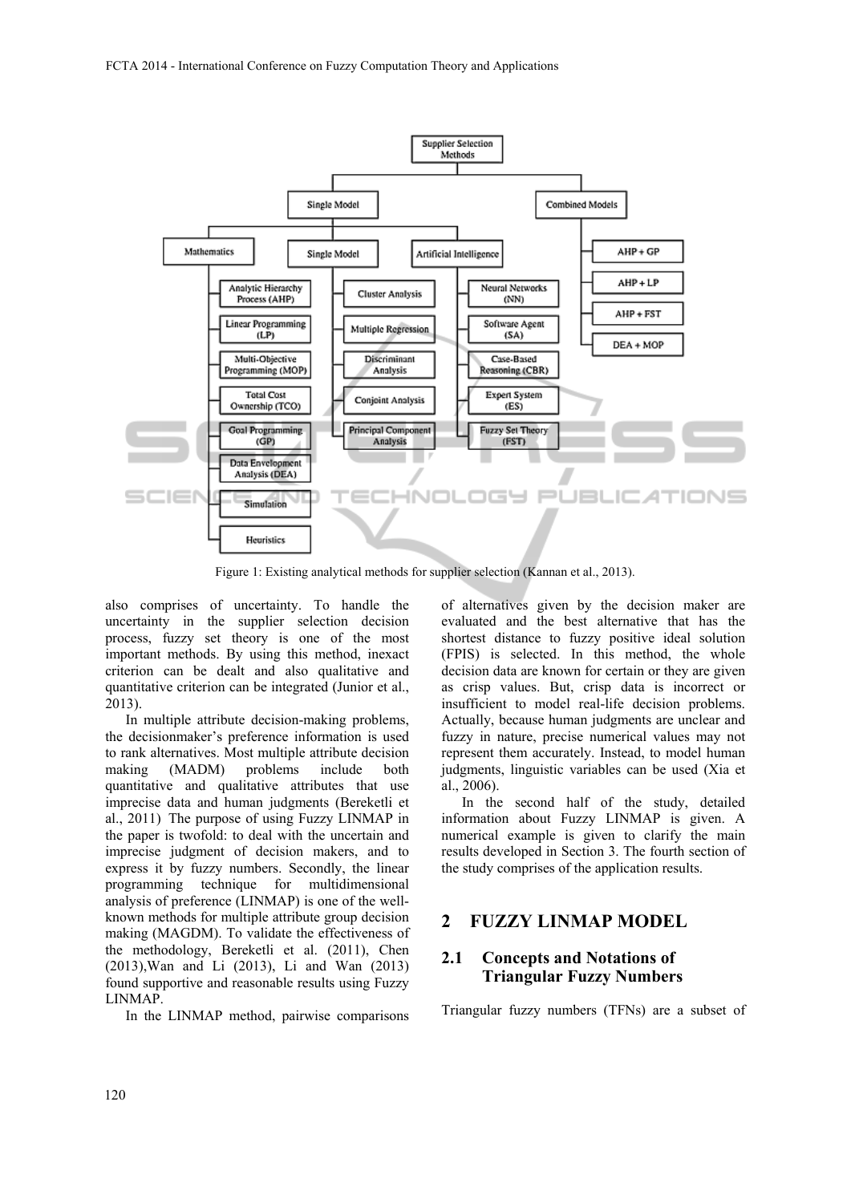Figure 1: Existing analytical methods for supplier selection (Kannan et al., 2013).

also comprises of uncertainty. To handle the uncertainty in the supplier selection decision process, fuzzy set theory is one of the most important methods. By using this method, inexact criterion can be dealt and also qualitative and quantitative criterion can be integrated (Junior et al., 2013).

In multiple attribute decision-making problems, the decisionmaker's preference information is used to rank alternatives. Most multiple attribute decision making (MADM) problems include both quantitative and qualitative attributes that use imprecise data and human judgments (Bereketli et al., 2011) The purpose of using Fuzzy LINMAP in the paper is twofold: to deal with the uncertain and imprecise judgment of decision makers, and to express it by fuzzy numbers. Secondly, the linear programming technique for multidimensional analysis of preference (LINMAP) is one of the well-known methods for multiple attribute group decision making (MAGDM). To validate the effectiveness of the methodology, Bereketli et al. (2011), Chen (2013),Wan and Li (2013), Li and Wan (2013) found supportive and reasonable results using Fuzzy LINMAP.

In the LINMAP method, pairwise comparisons of alternatives given by the decision maker are evaluated and the best alternative that has the shortest distance to fuzzy positive ideal solution (FPIS) is selected. In this method, the whole decision data are known for certain or they are given as crisp values. But, crisp data is incorrect or insufficient to model real-life decision problems. Actually, because human judgments are unclear and fuzzy in nature, precise numerical values may not represent them accurately. Instead, to model human judgments, linguistic variables can be used (Xia et al., 2006).

In the second half of the study, detailed information about Fuzzy LINMAP is given. A numerical example is given to clarify the main results developed in Section 3. The fourth section of the study comprises of the application results.

## 2 FUZZY LINMAP MODEL

### 2.1 Concepts and Notations of Triangular Fuzzy Numbers

Triangular fuzzy numbers (TFNs) are a subset of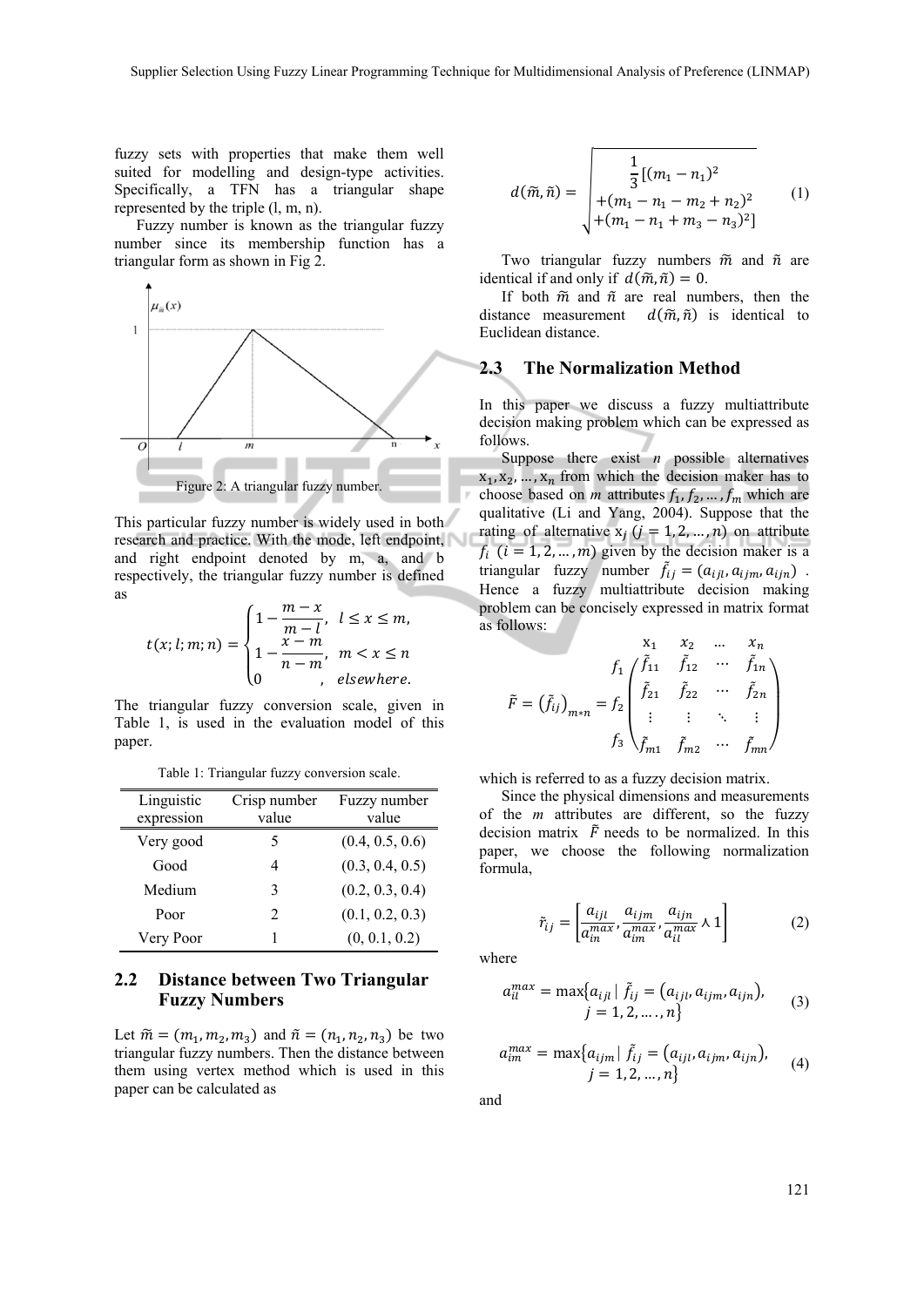fuzzy sets with properties that make them well suited for modelling and design-type activities. Specifically, a TFN has a triangular shape represented by the triple (l, m, n).

Fuzzy number is known as the triangular fuzzy number since its membership function has a triangular form as shown in Fig 2.

Figure 2: A triangular fuzzy number.

This particular fuzzy number is widely used in both research and practice. With the mode, left endpoint, and right endpoint denoted by m, a, and b respectively, the triangular fuzzy number is defined as

$$t(x;l;m;n)=\begin{cases}1-\dfrac{m-x}{m-l}, & l\le x\le m,\\ 1-\dfrac{x-m}{n-m}, & m<x\le n\\ 0 \quad , & elsewhere.\end{cases}$$

The triangular fuzzy conversion scale, given in Table 1, is used in the evaluation model of this paper.

Table 1: Triangular fuzzy conversion scale.

| Linguistic expression | Crisp number value | Fuzzy number value |
|---|---|---|
| Very good | 5 | (0.4, 0.5, 0.6) |
| Good | 4 | (0.3, 0.4, 0.5) |
| Medium | 3 | (0.2, 0.3, 0.4) |
| Poor | 2 | (0.1, 0.2, 0.3) |
| Very Poor | 1 | (0, 0.1, 0.2) |

## 2.2 Distance between Two Triangular Fuzzy Numbers

Let $\tilde{m}=(m_1,m_2,m_3)$ and $\tilde{n}=(n_1,n_2,n_3)$ be two triangular fuzzy numbers. Then the distance between them using vertex method which is used in this paper can be calculated as

$$d(\tilde{m},\tilde{n})=\sqrt{\frac{1}{3}\left[(m_1-n_1)^2+(m_1-n_1-m_2+n_2)^2+(m_1-n_1+m_3-n_3)^2\right]} \tag{1}$$

Two triangular fuzzy numbers $\tilde{m}$ and $\tilde{n}$ are identical if and only if $d(\tilde{m},\tilde{n})=0$.

If both $\tilde{m}$ and $\tilde{n}$ are real numbers, then the distance measurement $d(\tilde{m},\tilde{n})$ is identical to Euclidean distance.

## 2.3 The Normalization Method

In this paper we discuss a fuzzy multiattribute decision making problem which can be expressed as follows.

Suppose there exist $n$ possible alternatives $x_1,x_2,\dots,x_n$ from which the decision maker has to choose based on $m$ attributes $f_1,f_2,\dots,f_m$ which are qualitative (Li and Yang, 2004). Suppose that the rating of alternative $x_j$ $(j=1,2,\dots,n)$ on attribute $f_i$ $(i=1,2,\dots,m)$ given by the decision maker is a triangular fuzzy number $\tilde{f}_{ij}=(a_{ijl},a_{ijm},a_{ijn})$. Hence a fuzzy multiattribute decision making problem can be concisely expressed in matrix format as follows:

$$\tilde{F}=\left(\tilde{f}_{ij}\right)_{m*n}=\begin{array}{c} \\ f_1\\ f_2\\ \vdots \\ f_3\end{array}\begin{array}{c}\begin{array}{cccc}x_1 & x_2 & \dots & x_n\end{array}\\ \begin{pmatrix}\tilde{f}_{11} & \tilde{f}_{12} & \cdots & \tilde{f}_{1n}\\ \tilde{f}_{21} & \tilde{f}_{22} & \cdots & \tilde{f}_{2n}\\ \vdots & \vdots & \ddots & \vdots\\ \tilde{f}_{m1} & \tilde{f}_{m2} & \cdots & \tilde{f}_{mn}\end{pmatrix}\end{array}$$

which is referred to as a fuzzy decision matrix.

Since the physical dimensions and measurements of the $m$ attributes are different, so the fuzzy decision matrix $\tilde{F}$ needs to be normalized. In this paper, we choose the following normalization formula,

$$\tilde{r}_{ij}=\left[\frac{a_{ijl}}{a_{in}^{max}},\frac{a_{ijm}}{a_{im}^{max}},\frac{a_{ijn}}{a_{il}^{max}}\wedge 1\right] \tag{2}$$

where

$$a_{il}^{max}=\max\{a_{ijl}\mid \tilde{f}_{ij}=(a_{ijl},a_{ijm},a_{ijn}),\; j=1,2,\dots,n\} \tag{3}$$

$$a_{im}^{max}=\max\{a_{ijm}\mid \tilde{f}_{ij}=(a_{ijl},a_{ijm},a_{ijn}),\; j=1,2,\dots,n\} \tag{4}$$

and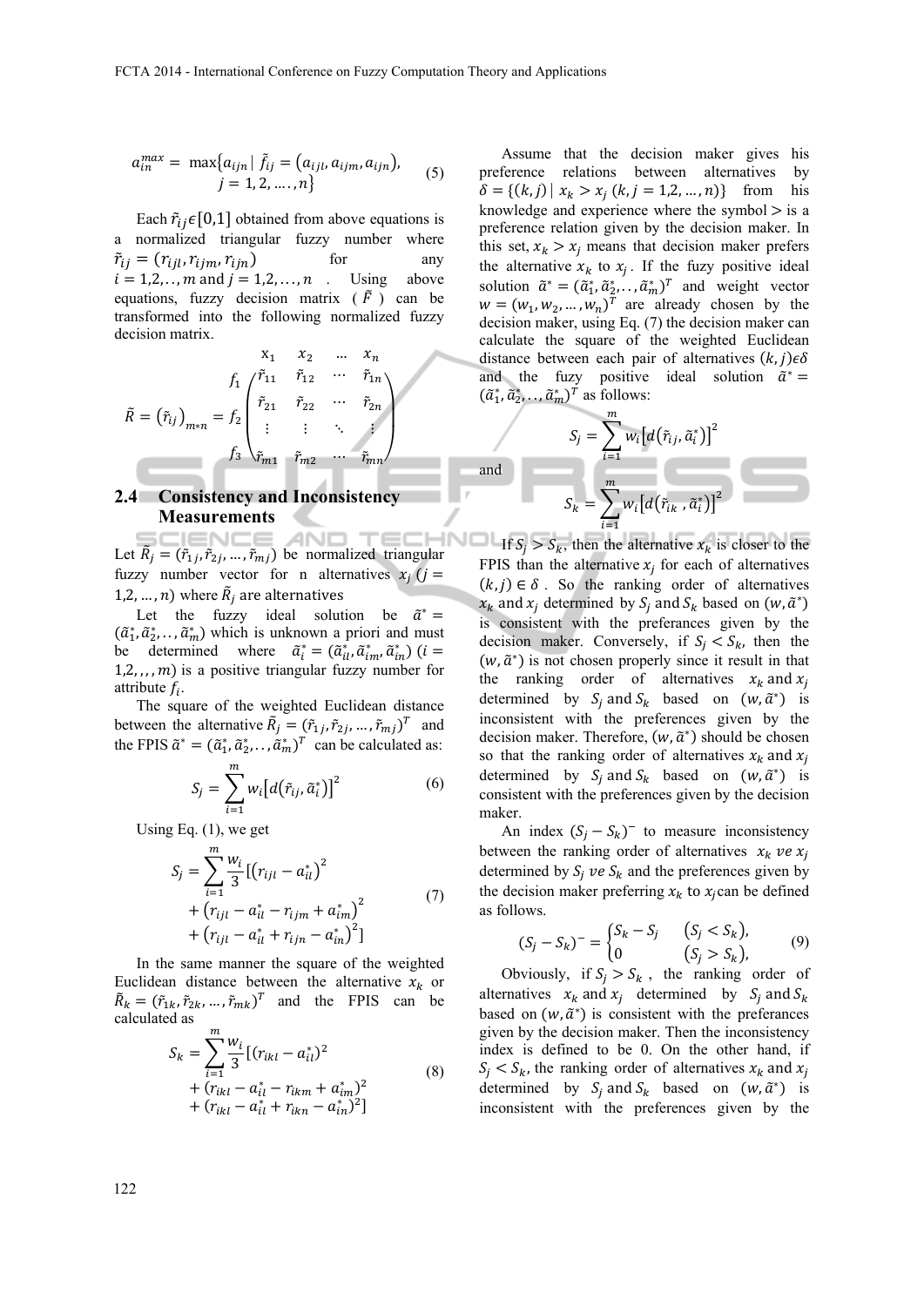$$a_{in}^{max} = \max\{a_{ijn} \mid \tilde{f}_{ij} = (a_{ijl}, a_{ijm}, a_{ijn}), \quad j = 1, 2, \ldots, n\} \tag{5}$$

Each $\tilde{r}_{ij} \epsilon [0,1]$ obtained from above equations is a normalized triangular fuzzy number where $\tilde{r}_{ij} = (r_{ijl}, r_{ijm}, r_{ijn})$ for any $i = 1,2,\ldots, m$ and $j = 1,2,\ldots, n$. Using above equations, fuzzy decision matrix ($\tilde{F}$) can be transformed into the following normalized fuzzy decision matrix.

$$\tilde{R} = (\tilde{r}_{ij})_{m*n} = \begin{matrix} f_1 \\ f_2 \\ \vdots \\ f_3 \end{matrix} \overset{\begin{matrix} x_1 & x_2 & \ldots & x_n \end{matrix}}{\begin{pmatrix} \tilde{r}_{11} & \tilde{r}_{12} & \cdots & \tilde{r}_{1n} \\ \tilde{r}_{21} & \tilde{r}_{22} & \cdots & \tilde{r}_{2n} \\ \vdots & \vdots & \ddots & \vdots \\ \tilde{r}_{m1} & \tilde{r}_{m2} & \cdots & \tilde{r}_{mn} \end{pmatrix}}$$

## 2.4 Consistency and Inconsistency Measurements

Let $\tilde{R}_j = (\tilde{r}_{1j}, \tilde{r}_{2j}, \ldots, \tilde{r}_{mj})$ be normalized triangular fuzzy number vector for n alternatives $x_j$ $(j = 1,2,\ldots,n)$ where $\tilde{R}_j$ are alternatives

Let the fuzzy ideal solution be $\tilde{a}^* = (\tilde{a}_1^*, \tilde{a}_2^*, \ldots, \tilde{a}_m^*)$ which is unknown a priori and must be determined where $\tilde{a}_i^* = (\tilde{a}_{il}^*, \tilde{a}_{im}^*, \tilde{a}_{in}^*)$ $(i = 1,2,,,,m)$ is a positive triangular fuzzy number for attribute $f_i$.

The square of the weighted Euclidean distance between the alternative $\tilde{R}_j = (\tilde{r}_{1j}, \tilde{r}_{2j}, \ldots, \tilde{r}_{mj})^T$ and the FPIS $\tilde{a}^* = (\tilde{a}_1^*, \tilde{a}_2^*, \ldots, \tilde{a}_m^*)^T$ can be calculated as:

$$S_j = \sum_{i=1}^{m} w_i \left[d(\tilde{r}_{ij}, \tilde{a}_i^*)\right]^2 \tag{6}$$

Using Eq. (1), we get

$$S_j = \sum_{i=1}^{m} \frac{w_i}{3} [(r_{ijl} - a_{il}^*)^2 + (r_{ijl} - a_{il}^* - r_{ijm} + a_{im}^*)^2 + (r_{ijl} - a_{il}^* + r_{ijn} - a_{in}^*)^2] \tag{7}$$

In the same manner the square of the weighted Euclidean distance between the alternative $x_k$ or $\tilde{R}_k = (\tilde{r}_{1k}, \tilde{r}_{2k}, \ldots, \tilde{r}_{mk})^T$ and the FPIS can be calculated as

$$S_k = \sum_{i=1}^{m} \frac{w_i}{3} [(r_{ikl} - a_{il}^*)^2 + (r_{ikl} - a_{il}^* - r_{ikm} + a_{im}^*)^2 + (r_{ikl} - a_{il}^* + r_{ikn} - a_{in}^*)^2] \tag{8}$$

Assume that the decision maker gives his preference relations between alternatives by $\delta = \{(k,j) \mid x_k > x_j \ (k,j = 1,2,\ldots,n)\}$ from his knowledge and experience where the symbol $>$ is a preference relation given by the decision maker. In this set, $x_k > x_j$ means that decision maker prefers the alternative $x_k$ to $x_j$. If the fuzy positive ideal solution $\tilde{a}^* = (\tilde{a}_1^*, \tilde{a}_2^*, \ldots, \tilde{a}_m^*)^T$ and weight vector $w = (w_1, w_2, \ldots, w_n)^T$ are already chosen by the decision maker, using Eq. (7) the decision maker can calculate the square of the weighted Euclidean distance between each pair of alternatives $(k,j)\epsilon\delta$ and the fuzzy positive ideal solution $\tilde{a}^* = (\tilde{a}_1^*, \tilde{a}_2^*, \ldots, \tilde{a}_m^*)^T$ as follows:

$$S_j = \sum_{i=1}^{m} w_i \left[d(\tilde{r}_{ij}, \tilde{a}_i^*)\right]^2$$

and

$$S_k = \sum_{i=1}^{m} w_i \left[d(\tilde{r}_{ik}, \tilde{a}_i^*)\right]^2$$

If $S_j > S_k$, then the alternative $x_k$ is closer to the FPIS than the alternative $x_j$ for each of alternatives $(k,j) \in \delta$. So the ranking order of alternatives $x_k$ and $x_j$ determined by $S_j$ and $S_k$ based on $(w, \tilde{a}^*)$ is consistent with the preferances given by the decision maker. Conversely, if $S_j < S_k$, then the $(w, \tilde{a}^*)$ is not chosen properly since it result in that the ranking order of alternatives $x_k$ and $x_j$ determined by $S_j$ and $S_k$ based on $(w, \tilde{a}^*)$ is inconsistent with the preferences given by the decision maker. Therefore, $(w, \tilde{a}^*)$ should be chosen so that the ranking order of alternatives $x_k$ and $x_j$ determined by $S_j$ and $S_k$ based on $(w, \tilde{a}^*)$ is consistent with the preferences given by the decision maker.

An index $(S_j - S_k)^-$ to measure inconsistency between the ranking order of alternatives $x_k$ *ve* $x_j$ determined by $S_j$ *ve* $S_k$ and the preferences given by the decision maker preferring $x_k$ to $x_j$ can be defined as follows.

$$(S_j - S_k)^- = \begin{cases} S_k - S_j & (S_j < S_k), \\ 0 & (S_j > S_k), \end{cases} \tag{9}$$

Obviously, if $S_j > S_k$, the ranking order of alternatives $x_k$ and $x_j$ determined by $S_j$ and $S_k$ based on $(w, \tilde{a}^*)$ is consistent with the preferances given by the decision maker. Then the inconsistency index is defined to be 0. On the other hand, if $S_j < S_k$, the ranking order of alternatives $x_k$ and $x_j$ determined by $S_j$ and $S_k$ based on $(w, \tilde{a}^*)$ is inconsistent with the preferences given by the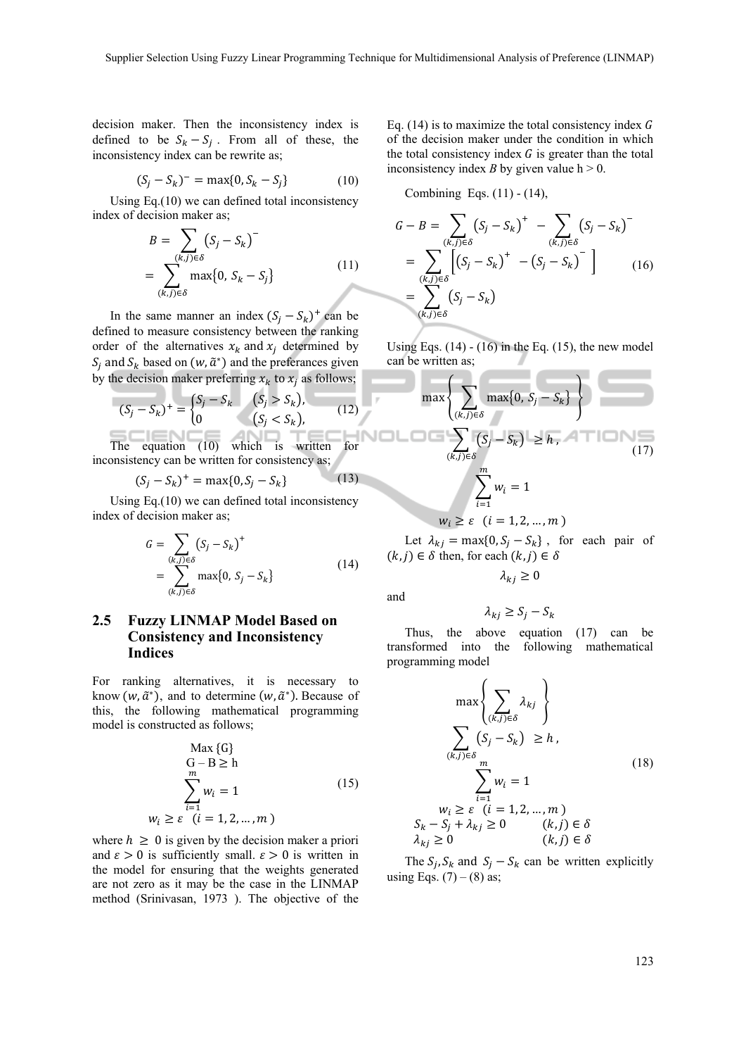decision maker. Then the inconsistency index is defined to be $S_k - S_j$. From all of these, the inconsistency index can be rewrite as;

$$(S_j - S_k)^{-} = \max\{0, S_k - S_j\} \tag{10}$$

Using Eq.(10) we can defined total inconsistency index of decision maker as;

$$\begin{aligned} B &= \sum_{(k,j)\in\delta} \left(S_j - S_k\right)^{-} \\ &= \sum_{(k,j)\in\delta} \max\{0,\, S_k - S_j\} \end{aligned} \tag{11}$$

In the same manner an index $(S_j - S_k)^{+}$ can be defined to measure consistency between the ranking order of the alternatives $x_k$ and $x_j$ determined by $S_j$ and $S_k$ based on $(w, \tilde{a}^{*})$ and the preferances given by the decision maker preferring $x_k$ to $x_j$ as follows;

$$(S_j - S_k)^{+} = \begin{cases} S_j - S_k & (S_j > S_k), \\ 0 & (S_j < S_k), \end{cases} \tag{12}$$

The equation (10) which is written for inconsistency can be written for consistency as;

$$(S_j - S_k)^{+} = \max\{0, S_j - S_k\} \tag{13}$$

Using Eq.(10) we can defined total inconsistency index of decision maker as;

$$\begin{aligned} G &= \sum_{(k,j)\in\delta} \left(S_j - S_k\right)^{+} \\ &= \sum_{(k,j)\in\delta} \max\{0,\, S_j - S_k\} \end{aligned} \tag{14}$$

## 2.5 Fuzzy LINMAP Model Based on Consistency and Inconsistency Indices

For ranking alternatives, it is necessary to know $(w, \tilde{a}^{*})$, and to determine $(w, \tilde{a}^{*})$. Because of this, the following mathematical programming model is constructed as follows;

$$\begin{gathered} \text{Max}\ \{\text{G}\} \\ \text{G} - \text{B} \geq \text{h} \\ \sum_{i=1}^{m} w_i = 1 \\ w_i \geq \varepsilon \quad (i = 1, 2, \dots, m\,) \end{gathered} \tag{15}$$

where $h \geq 0$ is given by the decision maker a priori and $\varepsilon > 0$ is sufficiently small. $\varepsilon > 0$ is written in the model for ensuring that the weights generated are not zero as it may be the case in the LINMAP method (Srinivasan, 1973 ). The objective of the Eq. (14) is to maximize the total consistency index $G$ of the decision maker under the condition in which the total consistency index $G$ is greater than the total inconsistency index $B$ by given value h > 0.

Combining Eqs. (11) - (14),

$$\begin{aligned} G - B &= \sum_{(k,j)\in\delta} \left(S_j - S_k\right)^{+} - \sum_{(k,j)\in\delta} \left(S_j - S_k\right)^{-} \\ &= \sum_{(k,j)\in\delta} \left[\left(S_j - S_k\right)^{+} - \left(S_j - S_k\right)^{-}\right] \\ &= \sum_{(k,j)\in\delta} \left(S_j - S_k\right) \end{aligned} \tag{16}$$

Using Eqs. (14) - (16) in the Eq. (15), the new model can be written as;

$$\begin{gathered} \max\left\{\sum_{(k,j)\in\delta} \max\{0,\, S_j - S_k\}\right\} \\ \sum_{(k,j)\in\delta} \left(S_j - S_k\right) \geq h\,, \\ \sum_{i=1}^{m} w_i = 1 \\ w_i \geq \varepsilon \quad (i = 1, 2, \dots, m\,) \end{gathered} \tag{17}$$

Let $\lambda_{kj} = \max\{0, S_j - S_k\}$, for each pair of $(k,j) \in \delta$ then, for each $(k,j) \in \delta$

$$\lambda_{kj} \geq 0$$

and

$$\lambda_{kj} \geq S_j - S_k$$

Thus, the above equation (17) can be transformed into the following mathematical programming model

$$\begin{gathered} \max\left\{\sum_{(k,j)\in\delta} \lambda_{kj}\right\} \\ \sum_{(k,j)\in\delta} \left(S_j - S_k\right) \geq h\,, \\ \sum_{i=1}^{m} w_i = 1 \\ w_i \geq \varepsilon \quad (i = 1, 2, \dots, m\,) \\ S_k - S_j + \lambda_{kj} \geq 0 \qquad (k,j) \in \delta \\ \lambda_{kj} \geq 0 \qquad (k,j) \in \delta \end{gathered} \tag{18}$$

The $S_j, S_k$ and $S_j - S_k$ can be written explicitly using Eqs. (7) – (8) as;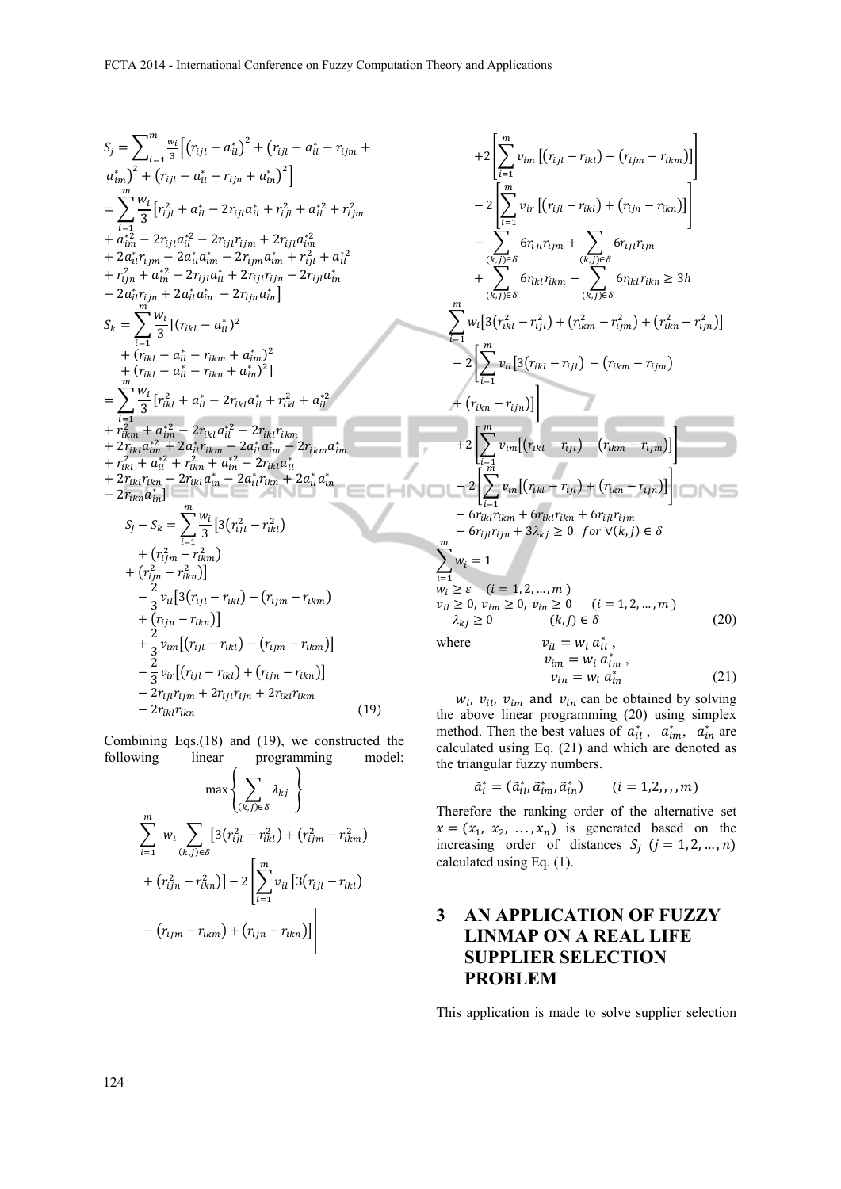$$S_j = \sum_{i=1}^{m} \frac{w_i}{3}\left[\left(r_{ijl} - a_{il}^*\right)^2 + \left(r_{ijl} - a_{il}^* - r_{ijm} + a_{im}^*\right)^2 + \left(r_{ijl} - a_{il}^* - r_{ijn} + a_{in}^*\right)^2\right]$$

$$= \sum_{i=1}^{m} \frac{w_i}{3}\left[r_{ijl}^2 + a_{il}^* - 2r_{ijl}a_{il}^* + r_{ijl}^2 + a_{il}^{*2} + r_{ijm}^2 + a_{im}^{*2} - 2r_{ijl}a_{il}^{*2} - 2r_{ijl}r_{ijm} + 2r_{ijl}a_{im}^{*2} + 2a_{il}^* r_{ijm} - 2a_{il}^* a_{im}^* - 2r_{ijm}a_{im}^* + r_{ijl}^2 + a_{il}^{*2} + r_{ijn}^2 + a_{in}^{*2} - 2r_{ijl}a_{il}^* + 2r_{ijl}r_{ijn} - 2r_{ijl}a_{in}^* - 2a_{il}^* r_{ijn} + 2a_{il}^* a_{in}^* - 2r_{ijn}a_{in}^*\right]$$

$$S_k = \sum_{i=1}^{m} \frac{w_i}{3}\left[(r_{ikl} - a_{il}^*)^2 + (r_{ikl} - a_{il}^* - r_{ikm} + a_{im}^*)^2 + (r_{ikl} - a_{il}^* - r_{ikn} + a_{in}^*)^2\right]$$

$$= \sum_{i=1}^{m} \frac{w_i}{3}\left[r_{ikl}^2 + a_{il}^* - 2r_{ikl}a_{il}^* + r_{ikl}^2 + a_{il}^{*2} + r_{ikm}^2 + a_{im}^{*2} - 2r_{ikl}a_{il}^{*2} - 2r_{ikl}r_{ikm} + 2r_{ikl}a_{im}^{*2} + 2a_{il}^* r_{ikm} - 2a_{il}^* a_{im}^* - 2r_{ikm}a_{im}^* + r_{ikl}^2 + a_{il}^{*2} + r_{ikn}^2 + a_{in}^{*2} - 2r_{ikl}a_{il}^* + 2r_{ikl}r_{ikn} - 2r_{ikl}a_{in}^* - 2a_{il}^* r_{ikn} + 2a_{il}^* a_{in}^* - 2r_{ikn}a_{in}^*\right]$$

$$S_j - S_k = \sum_{i=1}^{m} \frac{w_i}{3}\left[3\left(r_{ijl}^2 - r_{ikl}^2\right) + \left(r_{ijm}^2 - r_{ikm}^2\right) + \left(r_{ijn}^2 - r_{ikn}^2\right)\right] - \frac{2}{3}v_{il}\left[3\left(r_{ijl} - r_{ikl}\right) - \left(r_{ijm} - r_{ikm}\right) + \left(r_{ijn} - r_{ikn}\right)\right] + \frac{2}{3}v_{im}\left[\left(r_{ijl} - r_{ikl}\right) - \left(r_{ijm} - r_{ikm}\right)\right] - \frac{2}{3}v_{ir}\left[\left(r_{ijl} - r_{ikl}\right) + \left(r_{ijn} - r_{ikn}\right)\right] - 2r_{ijl}r_{ijm} + 2r_{ijl}r_{ijn} + 2r_{ikl}r_{ikm} - 2r_{ikl}r_{ikn} \tag{19}$$

Combining Eqs.(18) and (19), we constructed the following linear programming model:

$$\max\left\{\sum_{(k,j)\in\delta} \lambda_{kj}\right\}$$

$$\sum_{i=1}^{m} w_i \sum_{(k,j)\in\delta}\left[3\left(r_{ijl}^2 - r_{ikl}^2\right) + \left(r_{ijm}^2 - r_{ikm}^2\right) + \left(r_{ijn}^2 - r_{ikn}^2\right)\right] - 2\left[\sum_{i=1}^{m} v_{il}\left[3\left(r_{ijl} - r_{ikl}\right) - \left(r_{ijm} - r_{ikm}\right) + \left(r_{ijn} - r_{ikn}\right)\right]\right] + 2\left[\sum_{i=1}^{m} v_{im}\left[\left(r_{ijl} - r_{ikl}\right) - \left(r_{ijm} - r_{ikm}\right)\right]\right] - 2\left[\sum_{i=1}^{m} v_{ir}\left[\left(r_{ijl} - r_{ikl}\right) + \left(r_{ijn} - r_{ikn}\right)\right]\right] - \sum_{(k,j)\in\delta} 6r_{ijl}r_{ijm} + \sum_{(k,j)\in\delta} 6r_{ijl}r_{ijn} + \sum_{(k,j)\in\delta} 6r_{ikl}r_{ikm} - \sum_{(k,j)\in\delta} 6r_{ikl}r_{ikn} \geq 3h$$

$$\sum_{i=1}^{m} w_i\left[3\left(r_{ikl}^2 - r_{ijl}^2\right) + \left(r_{ikm}^2 - r_{ijm}^2\right) + \left(r_{ikn}^2 - r_{ijn}^2\right)\right] - 2\left[\sum_{i=1}^{m} v_{il}\left[3\left(r_{ikl} - r_{ijl}\right) - \left(r_{ikm} - r_{ijm}\right) + \left(r_{ikn} - r_{ijn}\right)\right]\right] + 2\left[\sum_{i=1}^{m} v_{im}\left[\left(r_{ikl} - r_{ijl}\right) - \left(r_{ikm} - r_{ijm}\right)\right]\right] - 2\left[\sum_{i=1}^{m} v_{in}\left[\left(r_{ikl} - r_{ijl}\right) + \left(r_{ikn} - r_{ijn}\right)\right]\right] - 6r_{ikl}r_{ikm} + 6r_{ikl}r_{ikn} + 6r_{ijl}r_{ijm} - 6r_{ijl}r_{ijn} + 3\lambda_{kj} \geq 0 \quad for\ \forall(k,j)\in\delta$$

$$\sum_{i=1}^{m} w_i = 1$$

$$w_i \geq \varepsilon \quad (i = 1, 2, \ldots, m)$$

$$v_{il} \geq 0,\ v_{im} \geq 0,\ v_{in} \geq 0 \quad (i = 1, 2, \ldots, m)$$

$$\lambda_{kj} \geq 0 \qquad (k,j)\in\delta \tag{20}$$

where

$$v_{il} = w_i\, a_{il}^*,\quad v_{im} = w_i\, a_{im}^*,\quad v_{in} = w_i\, a_{in}^* \tag{21}$$

$w_i$, $v_{il}$, $v_{im}$ and $v_{in}$ can be obtained by solving the above linear programming (20) using simplex method. Then the best values of $a_{il}^*$, $a_{im}^*$, $a_{in}^*$ are calculated using Eq. (21) and which are denoted as the triangular fuzzy numbers.

$$\tilde{a}_i^* = (\tilde{a}_{il}^*, \tilde{a}_{im}^*, \tilde{a}_{in}^*) \qquad (i = 1,2,,,,m)$$

Therefore the ranking order of the alternative set $x = (x_1,\ x_2,\ \ldots, x_n)$ is generated based on the increasing order of distances $S_j$ $(j = 1, 2, \ldots, n)$ calculated using Eq. (1).

## 3 AN APPLICATION OF FUZZY LINMAP ON A REAL LIFE SUPPLIER SELECTION PROBLEM

This application is made to solve supplier selection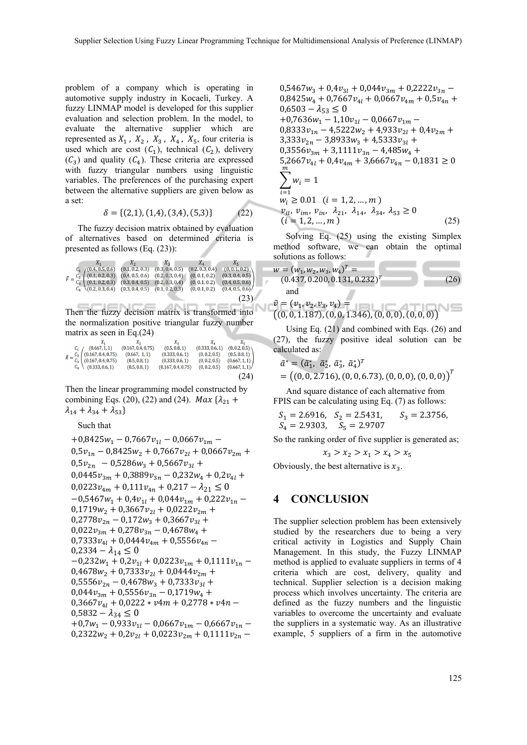problem of a company which is operating in automotive supply industry in Kocaeli, Turkey. A fuzzy LINMAP model is developed for this supplier evaluation and selection problem. In the model, to evaluate the alternative supplier which are represented as $X_1$, $X_2$, $X_3$, $X_4$, $X_5$, four criteria is used which are cost ($C_1$), technical ($C_2$), delivery ($C_3$) and quality ($C_4$). These criteria are expressed with fuzzy triangular numbers using linguistic variables. The preferences of the purchasing expert between the alternative suppliers are given below as a set:

$$\delta = \{(2,1), (1,4), (3,4), (5,3)\} \tag{22}$$

The fuzzy decision matrix obtained by evaluation of alternatives based on determined criteria is presented as follows (Eq. (23)):

$$\tilde{F} = \begin{matrix} & X_1 & X_2 & X_3 & X_4 & X_5 \\ C_1 & (0.4, 0.5, 0.6) & (0.1, 0.2, 0.3) & (0.3, 0.4, 0.5) & (0.2, 0.3, 0.4) & (0, 0.1, 0.2) \\ C_2 & (0.1, 0.2, 0.3) & (0.4, 0.5, 0.6) & (0.2, 0.3, 0.4) & (0, 0.1, 0.2) & (0.3, 0.4, 0.5) \\ C_3 & (0.1, 0.2, 0.3) & (0.3, 0.4, 0.5) & (0.2, 0.3, 0.4) & (0, 0.1, 0.2) & (0.4, 0.5, 0.6) \\ C_4 & (0.2, 0.3, 0.4) & (0.3, 0.4, 0.5) & (0.1, 0.2, 0.3) & (0, 0.1, 0.2) & (0.4, 0.5, 0.6) \end{matrix} \tag{23}$$

Then the fuzzy decision matrix is transformed into the normalization positive triangular fuzzy number matrix as seen in Eq.(24)

$$\tilde{R} = \begin{matrix} & X_1 & X_2 & X_3 & X_4 & X_5 \\ C_1 & (0.667, 1, 1) & (0.167, 0.4, 0.75) & (0.5, 0.8, 1) & (0.333, 0.6, 1) & (0, 0.2, 0.5) \\ C_2 & (0.167, 0.4, 0.75) & (0.667, 1, 1) & (0.333, 0.6, 1) & (0, 0.2, 0.5) & (0.5, 0.8, 1) \\ C_3 & (0.167, 0.4, 0.75) & (0.5, 0.8, 1) & (0.333, 0.6, 1) & (0, 0.2, 0.5) & (0.667, 1, 1) \\ C_4 & (0.333, 0.6, 1) & (0.5, 0.8, 1) & (0.167, 0.4, 0.75) & (0, 0.2, 0.5) & (0.667, 1, 1) \end{matrix} \tag{24}$$

Then the linear programming model constructed by combining Eqs. (20), (22) and (24). $Max\,\{\lambda_{21} + \lambda_{14} + \lambda_{34} + \lambda_{53}\}$

Such that

$$
\begin{aligned}
&+0{,}8425w_1 - 0{,}7667v_{1l} - 0{,}0667v_{1m} - 0{,}5v_{1n} - 0{,}8425w_2 + 0{,}7667v_{2l} + 0{,}0667v_{2m} + 0{,}5v_{2n} - 0{,}5286w_3 + 0{,}5667v_{3l} + 0{,}0445v_{3m} + 0{,}3889v_{3n} - 0{,}232w_4 + 0{,}2v_{4l} + 0{,}0223v_{4m} + 0{,}111v_{4n} + 0{,}217 - \lambda_{21} \leq 0 \\
&-0{,}5467w_1 + 0{,}4v_{1l} + 0{,}044v_{1m} + 0{,}222v_{1n} - 0{,}1719w_2 + 0{,}3667v_{2l} + 0{,}0222v_{2m} + 0{,}2778v_{2n} - 0{,}172w_3 + 0{,}3667v_{3l} + 0{,}022v_{3m} + 0{,}278v_{3n} - 0{,}4678w_4 + 0{,}7333v_{4l} + 0{,}0444v_{4m} + 0{,}5556v_{4n} - 0{,}2334 - \lambda_{14} \leq 0 \\
&-0{,}232w_1 + 0{,}2v_{1l} + 0{,}0223v_{1m} + 0{,}1111v_{1n} - 0{,}4678w_2 + 0{,}7333v_{2l} + 0{,}0444v_{2m} + 0{,}5556v_{2n} - 0{,}4678w_3 + 0{,}7333v_{3l} + 0{,}044v_{3m} + 0{,}5556v_{3n} - 0{,}1719w_4 + 0{,}3667v_{4l} + 0{,}0222 * v4m + 0{,}2778 * v4n - 0{,}5832 - \lambda_{34} \leq 0 \\
&+0{,}7w_1 - 0{,}933v_{1l} - 0{,}0667v_{1m} - 0{,}6667v_{1n} - 0{,}2322w_2 + 0{,}2v_{2l} + 0{,}0223v_{2m} + 0{,}1111v_{2n} - 0{,}5467w_3 + 0{,}4v_{3l} + 0{,}044v_{3m} + 0{,}2222v_{3n} - 0{,}8425w_4 + 0{,}7667v_{4l} + 0{,}0667v_{4m} + 0{,}5v_{4n} + 0{,}6503 - \lambda_{53} \leq 0 \\
&+0{,}7636w_1 - 1{,}10v_{1l} - 0{,}0667v_{1m} - 0{,}8333v_{1n} - 4{,}5222w_2 + 4{,}933v_{2l} + 0{,}4v_{2m} + 3{,}333v_{2n} - 3{,}8933w_3 + 4{,}5333v_{3l} + 0{,}3556v_{3m} + 3{,}1111v_{3n} - 4{,}485w_4 + 5{,}2667v_{4l} + 0{,}4v_{4m} + 3{,}6667v_{4n} - 0{,}1831 \geq 0 \\
&\sum_{i=1}^{m} w_i = 1 \\
&w_i \geq 0.01 \quad (i = 1, 2, \ldots, m) \\
&v_{il},\ v_{im},\ v_{in},\ \lambda_{21},\ \lambda_{14},\ \lambda_{34},\ \lambda_{53} \geq 0 \\
&(i = 1, 2, \ldots, m)
\end{aligned} \tag{25}
$$

Solving Eq. (25) using the existing Simplex method software, we can obtain the optimal solutions as follows:

$$w = (w_1, w_2, w_3, w_4)^T = (0.437, 0.200, 0.131, 0.232)^T \tag{26}$$

and

$$\tilde{v} = (v_1, v_2, v_3, v_4) = \big((0, 0, 1.187), (0, 0, 1.346), (0, 0, 0), (0, 0, 0)\big)$$

Using Eq. (21) and combined with Eqs. (26) and (27), the fuzzy positive ideal solution can be calculated as:

$$\tilde{a}^* = (\tilde{a}_1^*,\ \tilde{a}_2^*,\ \tilde{a}_3^*,\ \tilde{a}_4^*)^T = \big((0, 0, 2.716), (0, 0, 6.73), (0, 0, 0), (0, 0, 0)\big)^T$$

And square distance of each alternative from FPIS can be calculating using Eq. (7) as follows:

$S_1 = 2.6916$, $S_2 = 2.5431$, $S_3 = 2.3756$, $S_4 = 2.9303$, $S_5 = 2.9707$

So the ranking order of five supplier is generated as;

$$x_3 > x_2 > x_1 > x_4 > x_5$$

Obviously, the best alternative is $x_3$.

## 4 CONCLUSION

The supplier selection problem has been extensively studied by the researchers due to being a very critical activity in Logistics and Supply Chain Management. In this study, the Fuzzy LINMAP method is applied to evaluate suppliers in terms of 4 criteria which are cost, delivery, quality and technical. Supplier selection is a decision making process which involves uncertainty. The criteria are defined as the fuzzy numbers and the linguistic variables to overcome the uncertainty and evaluate the suppliers in a systematic way. As an illustrative example, 5 suppliers of a firm in the automotive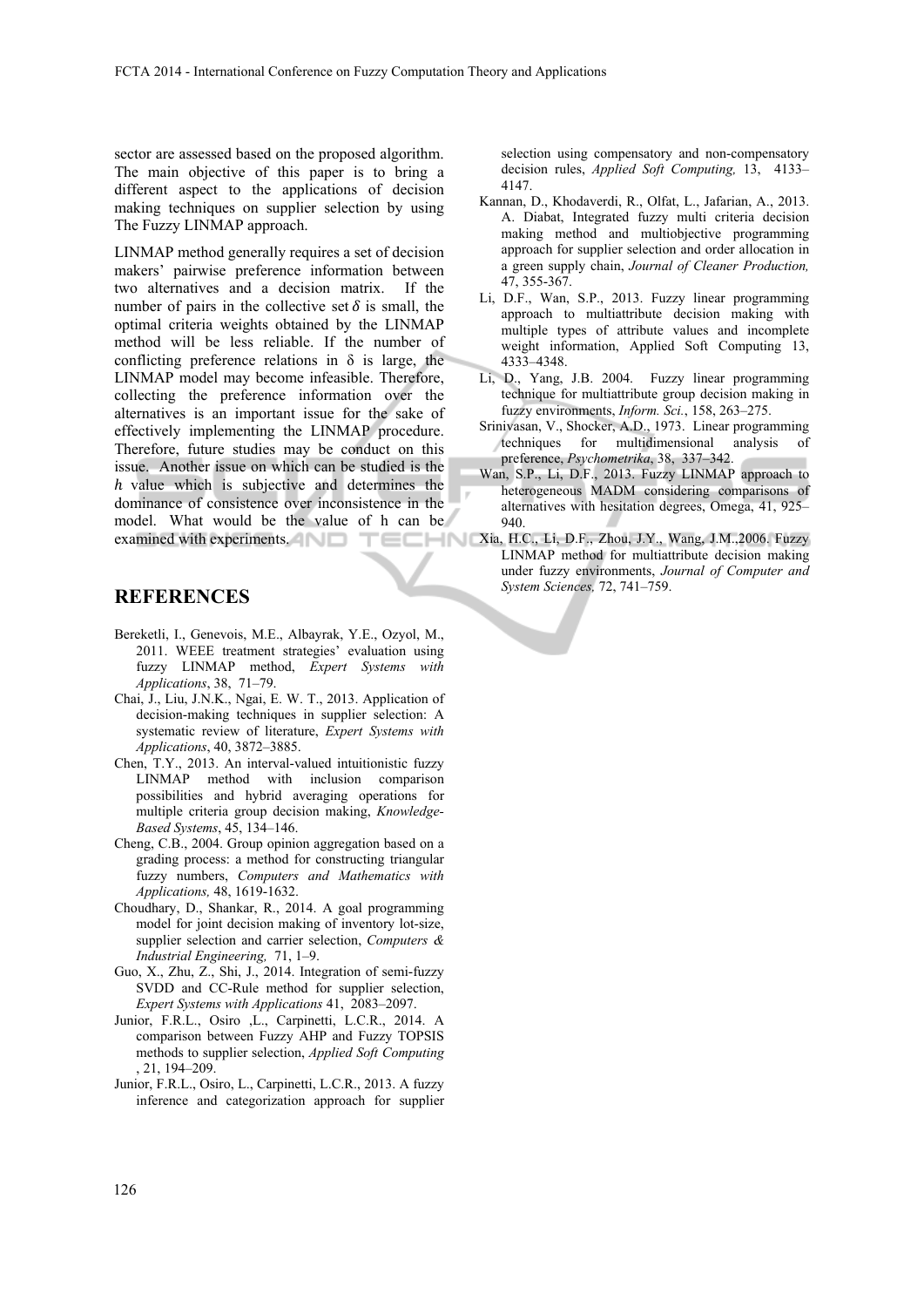sector are assessed based on the proposed algorithm. The main objective of this paper is to bring a different aspect to the applications of decision making techniques on supplier selection by using The Fuzzy LINMAP approach.

LINMAP method generally requires a set of decision makers' pairwise preference information between two alternatives and a decision matrix. If the number of pairs in the collective set $\delta$ is small, the optimal criteria weights obtained by the LINMAP method will be less reliable. If the number of conflicting preference relations in $\delta$ is large, the LINMAP model may become infeasible. Therefore, collecting the preference information over the alternatives is an important issue for the sake of effectively implementing the LINMAP procedure. Therefore, future studies may be conduct on this issue. Another issue on which can be studied is the $h$ value which is subjective and determines the dominance of consistence over inconsistence in the model. What would be the value of h can be examined with experiments.

## REFERENCES

Bereketli, I., Genevois, M.E., Albayrak, Y.E., Ozyol, M., 2011. WEEE treatment strategies' evaluation using fuzzy LINMAP method, *Expert Systems with Applications*, 38, 71–79.

Chai, J., Liu, J.N.K., Ngai, E. W. T., 2013. Application of decision-making techniques in supplier selection: A systematic review of literature, *Expert Systems with Applications*, 40, 3872–3885.

Chen, T.Y., 2013. An interval-valued intuitionistic fuzzy LINMAP method with inclusion comparison possibilities and hybrid averaging operations for multiple criteria group decision making, *Knowledge-Based Systems*, 45, 134–146.

Cheng, C.B., 2004. Group opinion aggregation based on a grading process: a method for constructing triangular fuzzy numbers, *Computers and Mathematics with Applications,* 48, 1619-1632.

Choudhary, D., Shankar, R., 2014. A goal programming model for joint decision making of inventory lot-size, supplier selection and carrier selection, *Computers & Industrial Engineering,* 71, 1–9.

Guo, X., Zhu, Z., Shi, J., 2014. Integration of semi-fuzzy SVDD and CC-Rule method for supplier selection, *Expert Systems with Applications* 41, 2083–2097.

Junior, F.R.L., Osiro ,L., Carpinetti, L.C.R., 2014. A comparison between Fuzzy AHP and Fuzzy TOPSIS methods to supplier selection, *Applied Soft Computing* , 21, 194–209.

Junior, F.R.L., Osiro, L., Carpinetti, L.C.R., 2013. A fuzzy inference and categorization approach for supplier selection using compensatory and non-compensatory decision rules, *Applied Soft Computing,* 13, 4133–4147.

Kannan, D., Khodaverdi, R., Olfat, L., Jafarian, A., 2013. A. Diabat, Integrated fuzzy multi criteria decision making method and multiobjective programming approach for supplier selection and order allocation in a green supply chain, *Journal of Cleaner Production,* 47, 355-367.

Li, D.F., Wan, S.P., 2013. Fuzzy linear programming approach to multiattribute decision making with multiple types of attribute values and incomplete weight information, Applied Soft Computing 13, 4333–4348.

Li, D., Yang, J.B. 2004. Fuzzy linear programming technique for multiattribute group decision making in fuzzy environments, *Inform. Sci.*, 158, 263–275.

Srinivasan, V., Shocker, A.D., 1973. Linear programming techniques for multidimensional analysis of preference, *Psychometrika*, 38, 337–342.

Wan, S.P., Li, D.F., 2013. Fuzzy LINMAP approach to heterogeneous MADM considering comparisons of alternatives with hesitation degrees, Omega, 41, 925–940.

Xia, H.C., Li, D.F., Zhou, J.Y., Wang, J.M.,2006. Fuzzy LINMAP method for multiattribute decision making under fuzzy environments, *Journal of Computer and System Sciences,* 72, 741–759.